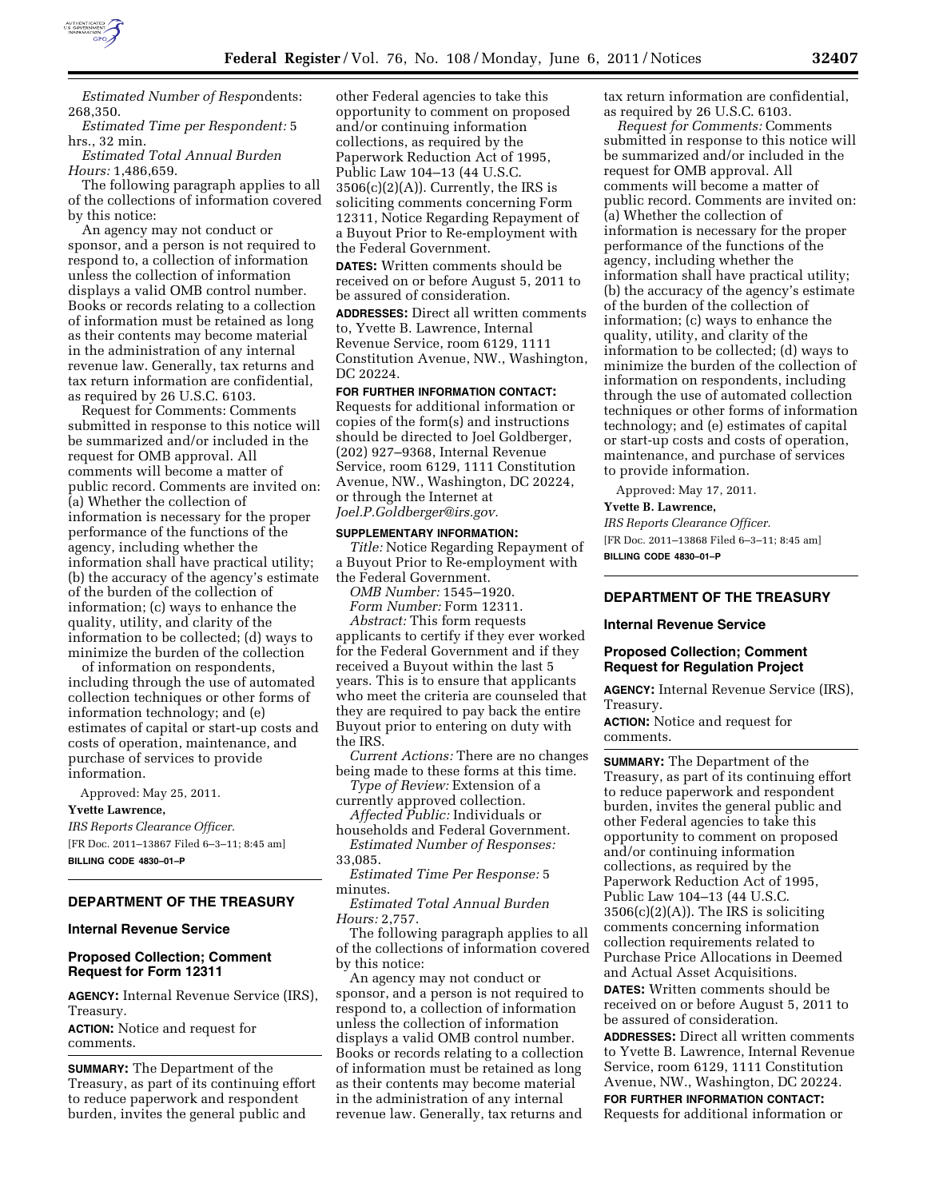*Estimated Number of Respondents:* 268,350.

*Estimated Time per Respondent:* 5 hrs., 32 min.

*Estimated Total Annual Burden Hours:* 1,486,659.

The following paragraph applies to all of the collections of information covered by this notice:

An agency may not conduct or sponsor, and a person is not required to respond to, a collection of information unless the collection of information displays a valid OMB control number. Books or records relating to a collection of information must be retained as long as their contents may become material in the administration of any internal revenue law. Generally, tax returns and tax return information are confidential, as required by 26 U.S.C. 6103.

Request for Comments: Comments submitted in response to this notice will be summarized and/or included in the request for OMB approval. All comments will become a matter of public record. Comments are invited on: (a) Whether the collection of information is necessary for the proper performance of the functions of the agency, including whether the information shall have practical utility; (b) the accuracy of the agency's estimate of the burden of the collection of information; (c) ways to enhance the quality, utility, and clarity of the information to be collected; (d) ways to minimize the burden of the collection of information on respondents, including through the use of automated collection techniques or other forms of information technology; and (e) estimates of capital or start-up costs and costs of operation, maintenance, and purchase of services to provide information.

Approved: May 25, 2011.

**Yvette Lawrence,**

*IRS Reports Clearance Officer.*

[FR Doc. 2011–13867 Filed 6–3–11; 8:45 am]

**BILLING CODE 4830–01–P**

---

## DEPARTMENT OF THE TREASURY

### Internal Revenue Service

### Proposed Collection; Comment Request for Form 12311

**AGENCY:** Internal Revenue Service (IRS), Treasury.

**ACTION:** Notice and request for comments.

**SUMMARY:** The Department of the Treasury, as part of its continuing effort to reduce paperwork and respondent burden, invites the general public and other Federal agencies to take this opportunity to comment on proposed and/or continuing information collections, as required by the Paperwork Reduction Act of 1995, Public Law 104–13 (44 U.S.C. 3506(c)(2)(A)). Currently, the IRS is soliciting comments concerning Form 12311, Notice Regarding Repayment of a Buyout Prior to Re-employment with the Federal Government.

**DATES:** Written comments should be received on or before August 5, 2011 to be assured of consideration.

**ADDRESSES:** Direct all written comments to, Yvette B. Lawrence, Internal Revenue Service, room 6129, 1111 Constitution Avenue, NW., Washington, DC 20224.

**FOR FURTHER INFORMATION CONTACT:** Requests for additional information or copies of the form(s) and instructions should be directed to Joel Goldberger, (202) 927–9368, Internal Revenue Service, room 6129, 1111 Constitution Avenue, NW., Washington, DC 20224, or through the Internet at *Joel.P.Goldberger@irs.gov.*

**SUPPLEMENTARY INFORMATION:**

*Title:* Notice Regarding Repayment of a Buyout Prior to Re-employment with the Federal Government.

*OMB Number:* 1545–1920.

*Form Number:* Form 12311.

*Abstract:* This form requests applicants to certify if they ever worked for the Federal Government and if they received a Buyout within the last 5 years. This is to ensure that applicants who meet the criteria are counseled that they are required to pay back the entire Buyout prior to entering on duty with the IRS.

*Current Actions:* There are no changes being made to these forms at this time.

*Type of Review:* Extension of a currently approved collection.

*Affected Public:* Individuals or households and Federal Government.

*Estimated Number of Responses:* 33,085.

*Estimated Time Per Response:* 5 minutes.

*Estimated Total Annual Burden Hours:* 2,757.

The following paragraph applies to all of the collections of information covered by this notice:

An agency may not conduct or sponsor, and a person is not required to respond to, a collection of information unless the collection of information displays a valid OMB control number. Books or records relating to a collection of information must be retained as long as their contents may become material in the administration of any internal revenue law. Generally, tax returns and tax return information are confidential, as required by 26 U.S.C. 6103.

*Request for Comments:* Comments submitted in response to this notice will be summarized and/or included in the request for OMB approval. All comments will become a matter of public record. Comments are invited on: (a) Whether the collection of information is necessary for the proper performance of the functions of the agency, including whether the information shall have practical utility; (b) the accuracy of the agency's estimate of the burden of the collection of information; (c) ways to enhance the quality, utility, and clarity of the information to be collected; (d) ways to minimize the burden of the collection of information on respondents, including through the use of automated collection techniques or other forms of information technology; and (e) estimates of capital or start-up costs and costs of operation, maintenance, and purchase of services to provide information.

Approved: May 17, 2011.

**Yvette B. Lawrence,**

*IRS Reports Clearance Officer.*

[FR Doc. 2011–13868 Filed 6–3–11; 8:45 am]

**BILLING CODE 4830–01–P**

---

## DEPARTMENT OF THE TREASURY

### Internal Revenue Service

### Proposed Collection; Comment Request for Regulation Project

**AGENCY:** Internal Revenue Service (IRS), Treasury.

**ACTION:** Notice and request for comments.

**SUMMARY:** The Department of the Treasury, as part of its continuing effort to reduce paperwork and respondent burden, invites the general public and other Federal agencies to take this opportunity to comment on proposed and/or continuing information collections, as required by the Paperwork Reduction Act of 1995, Public Law 104–13 (44 U.S.C. 3506(c)(2)(A)). The IRS is soliciting comments concerning information collection requirements related to Purchase Price Allocations in Deemed and Actual Asset Acquisitions.

**DATES:** Written comments should be received on or before August 5, 2011 to be assured of consideration.

**ADDRESSES:** Direct all written comments to Yvette B. Lawrence, Internal Revenue Service, room 6129, 1111 Constitution Avenue, NW., Washington, DC 20224.

**FOR FURTHER INFORMATION CONTACT:** Requests for additional information or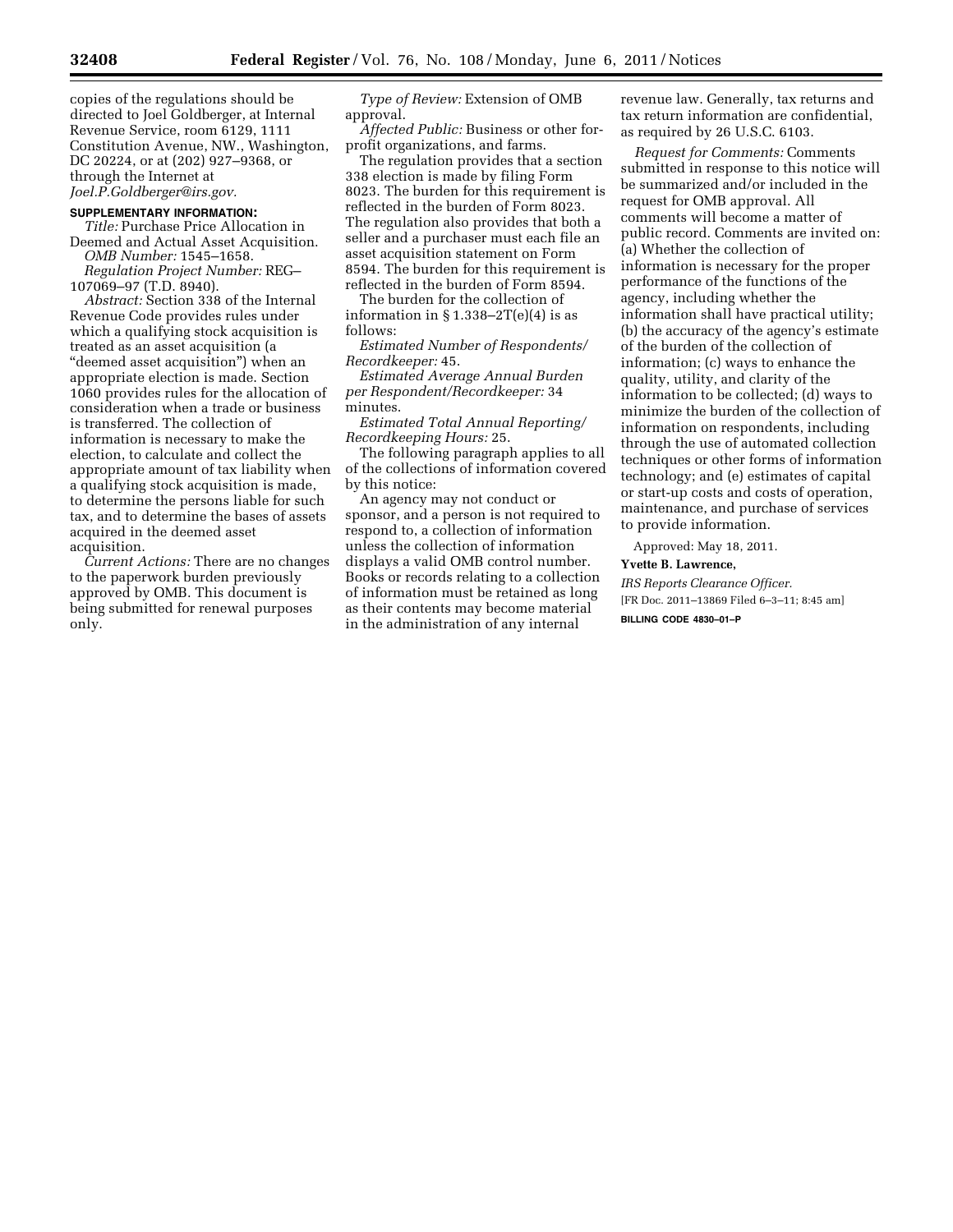copies of the regulations should be directed to Joel Goldberger, at Internal Revenue Service, room 6129, 1111 Constitution Avenue, NW., Washington, DC 20224, or at (202) 927–9368, or through the Internet at *Joel.P.Goldberger@irs.gov.*

**SUPPLEMENTARY INFORMATION:**

*Title:* Purchase Price Allocation in Deemed and Actual Asset Acquisition.

*OMB Number:* 1545–1658.

*Regulation Project Number:* REG–107069–97 (T.D. 8940).

*Abstract:* Section 338 of the Internal Revenue Code provides rules under which a qualifying stock acquisition is treated as an asset acquisition (a "deemed asset acquisition") when an appropriate election is made. Section 1060 provides rules for the allocation of consideration when a trade or business is transferred. The collection of information is necessary to make the election, to calculate and collect the appropriate amount of tax liability when a qualifying stock acquisition is made, to determine the persons liable for such tax, and to determine the bases of assets acquired in the deemed asset acquisition.

*Current Actions:* There are no changes to the paperwork burden previously approved by OMB. This document is being submitted for renewal purposes only.

*Type of Review:* Extension of OMB approval.

*Affected Public:* Business or other for-profit organizations, and farms.

The regulation provides that a section 338 election is made by filing Form 8023. The burden for this requirement is reflected in the burden of Form 8023. The regulation also provides that both a seller and a purchaser must each file an asset acquisition statement on Form 8594. The burden for this requirement is reflected in the burden of Form 8594.

The burden for the collection of information in § 1.338–2T(e)(4) is as follows:

*Estimated Number of Respondents/Recordkeeper:* 45.

*Estimated Average Annual Burden per Respondent/Recordkeeper:* 34 minutes.

*Estimated Total Annual Reporting/Recordkeeping Hours:* 25.

The following paragraph applies to all of the collections of information covered by this notice:

An agency may not conduct or sponsor, and a person is not required to respond to, a collection of information unless the collection of information displays a valid OMB control number. Books or records relating to a collection of information must be retained as long as their contents may become material in the administration of any internal revenue law. Generally, tax returns and tax return information are confidential, as required by 26 U.S.C. 6103.

*Request for Comments:* Comments submitted in response to this notice will be summarized and/or included in the request for OMB approval. All comments will become a matter of public record. Comments are invited on: (a) Whether the collection of information is necessary for the proper performance of the functions of the agency, including whether the information shall have practical utility; (b) the accuracy of the agency's estimate of the burden of the collection of information; (c) ways to enhance the quality, utility, and clarity of the information to be collected; (d) ways to minimize the burden of the collection of information on respondents, including through the use of automated collection techniques or other forms of information technology; and (e) estimates of capital or start-up costs and costs of operation, maintenance, and purchase of services to provide information.

Approved: May 18, 2011.

**Yvette B. Lawrence,**

*IRS Reports Clearance Officer.*

[FR Doc. 2011–13869 Filed 6–3–11; 8:45 am]

**BILLING CODE 4830–01–P**